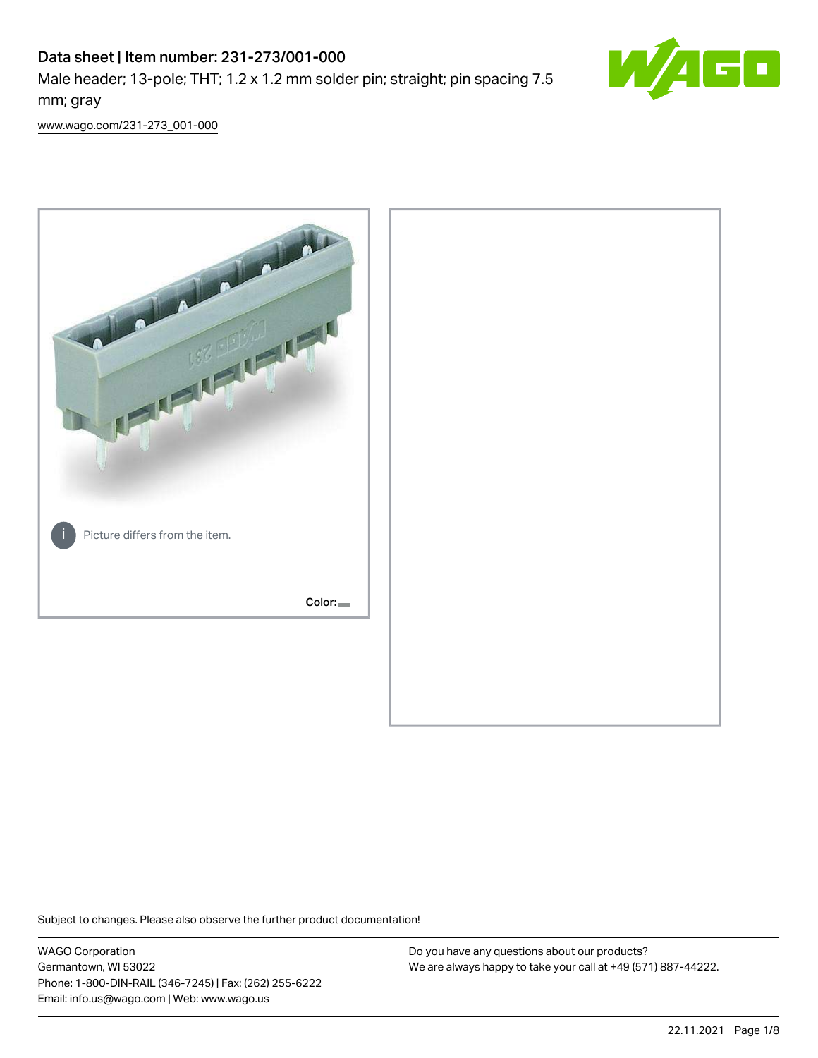# Data sheet | Item number: 231-273/001-000

Male header; 13-pole; THT; 1.2 x 1.2 mm solder pin; straight; pin spacing 7.5 mm; gray

[www.wago.com/231-273_001-000](http://www.wago.com/231-273_001-000)

Picture differs from the item.

Color:

Subject to changes. Please also observe the further product documentation!

WAGO Corporation
Germantown, WI 53022
Phone: 1-800-DIN-RAIL (346-7245) | Fax: (262) 255-6222
Email: info.us@wago.com | Web: www.wago.us

Do you have any questions about our products?
We are always happy to take your call at +49 (571) 887-44222.

22.11.2021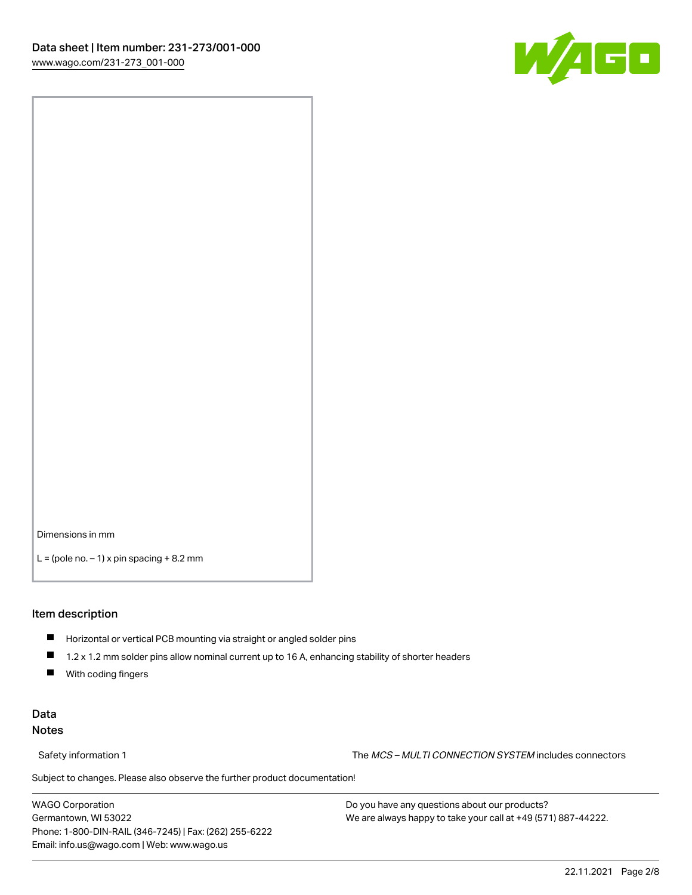Dimensions in mm

L = (pole no. – 1) x pin spacing + 8.2 mm

## Item description

- Horizontal or vertical PCB mounting via straight or angled solder pins
- 1.2 x 1.2 mm solder pins allow nominal current up to 16 A, enhancing stability of shorter headers
- With coding fingers

## Data

### Notes

Safety information 1 | The *MCS – MULTI CONNECTION SYSTEM* includes connectors

Subject to changes. Please also observe the further product documentation!

WAGO Corporation
Germantown, WI 53022
Phone: 1-800-DIN-RAIL (346-7245) | Fax: (262) 255-6222
Email: info.us@wago.com | Web: www.wago.us

Do you have any questions about our products?
We are always happy to take your call at +49 (571) 887-44222.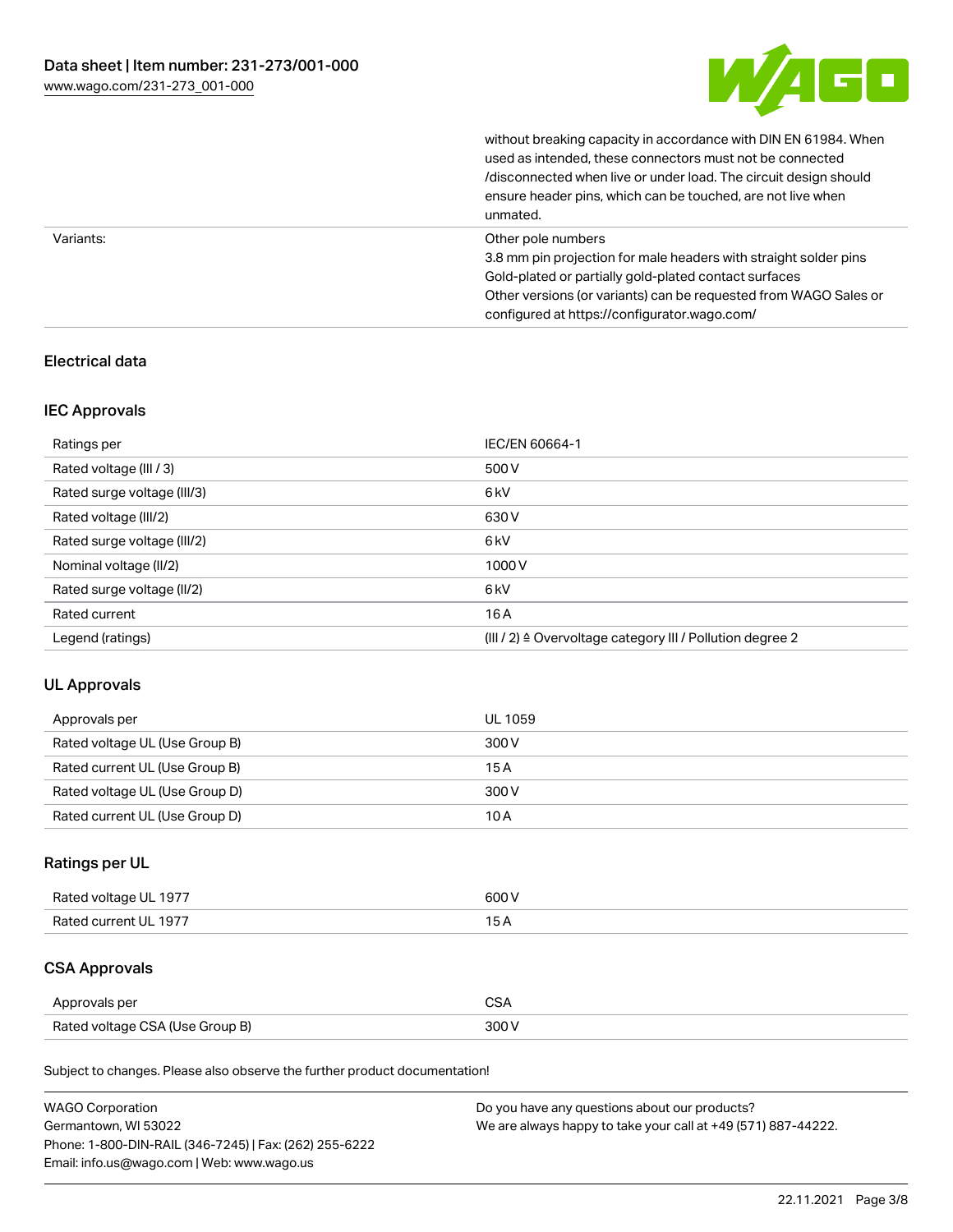| | |
|---|---|
| | without breaking capacity in accordance with DIN EN 61984. When used as intended, these connectors must not be connected /disconnected when live or under load. The circuit design should ensure header pins, which can be touched, are not live when unmated. |
| Variants: | Other pole numbers<br>3.8 mm pin projection for male headers with straight solder pins<br>Gold-plated or partially gold-plated contact surfaces<br>Other versions (or variants) can be requested from WAGO Sales or configured at https://configurator.wago.com/ |

## Electrical data

### IEC Approvals

| Ratings per | IEC/EN 60664-1 |
|---|---|
| Rated voltage (III / 3) | 500 V |
| Rated surge voltage (III/3) | 6 kV |
| Rated voltage (III/2) | 630 V |
| Rated surge voltage (III/2) | 6 kV |
| Nominal voltage (II/2) | 1000 V |
| Rated surge voltage (II/2) | 6 kV |
| Rated current | 16 A |
| Legend (ratings) | (III / 2) ≙ Overvoltage category III / Pollution degree 2 |

### UL Approvals

| Approvals per | UL 1059 |
|---|---|
| Rated voltage UL (Use Group B) | 300 V |
| Rated current UL (Use Group B) | 15 A |
| Rated voltage UL (Use Group D) | 300 V |
| Rated current UL (Use Group D) | 10 A |

### Ratings per UL

| Rated voltage UL 1977 | 600 V |
|---|---|
| Rated current UL 1977 | 15 A |

### CSA Approvals

| Approvals per | CSA |
|---|---|
| Rated voltage CSA (Use Group B) | 300 V |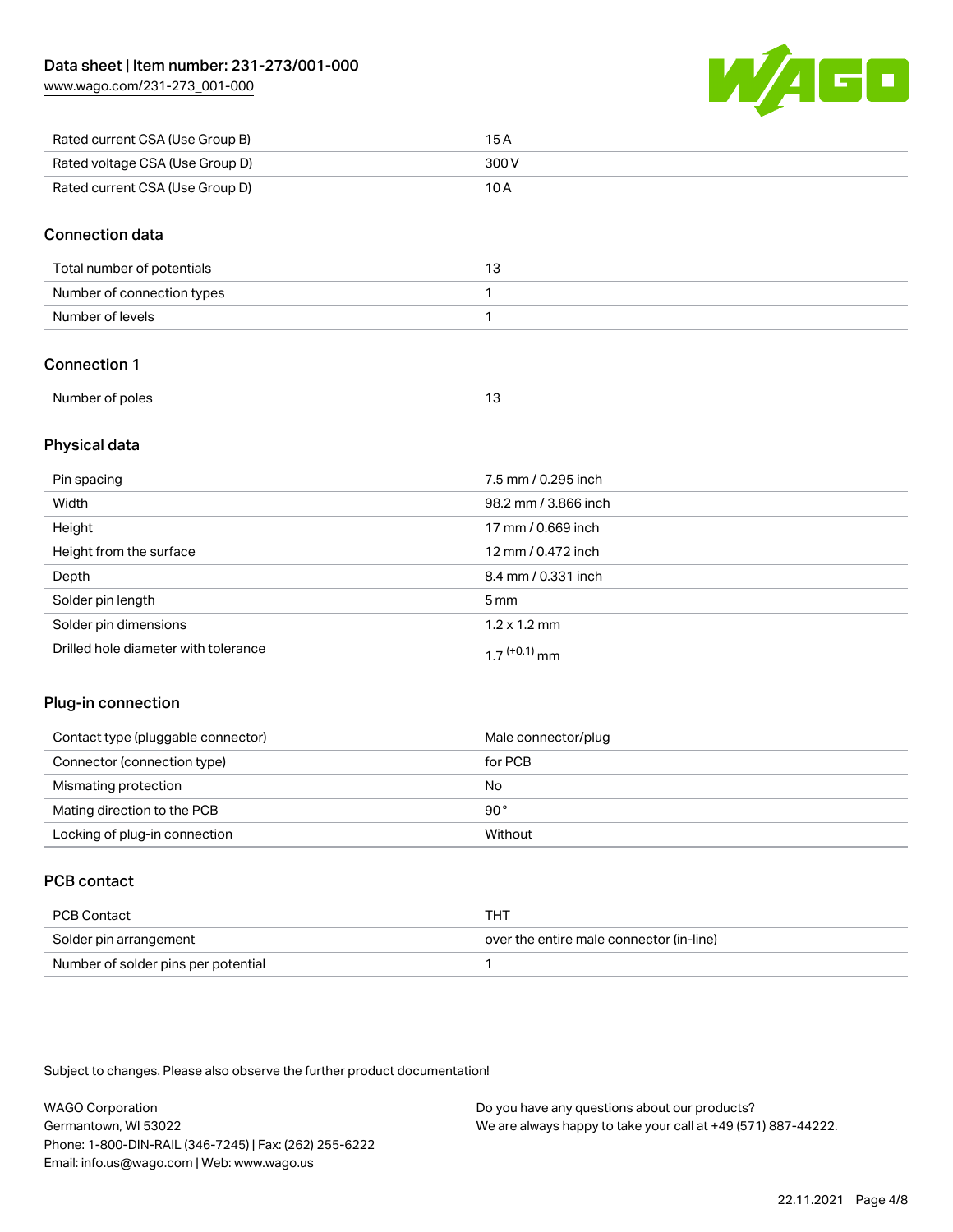| | |
|---|---|
| Rated current CSA (Use Group B) | 15 A |
| Rated voltage CSA (Use Group D) | 300 V |
| Rated current CSA (Use Group D) | 10 A |

## Connection data

| | |
|---|---|
| Total number of potentials | 13 |
| Number of connection types | 1 |
| Number of levels | 1 |

## Connection 1

| | |
|---|---|
| Number of poles | 13 |

## Physical data

| | |
|---|---|
| Pin spacing | 7.5 mm / 0.295 inch |
| Width | 98.2 mm / 3.866 inch |
| Height | 17 mm / 0.669 inch |
| Height from the surface | 12 mm / 0.472 inch |
| Depth | 8.4 mm / 0.331 inch |
| Solder pin length | 5 mm |
| Solder pin dimensions | 1.2 x 1.2 mm |
| Drilled hole diameter with tolerance | $1.7^{(+0.1)}$ mm |

## Plug-in connection

| | |
|---|---|
| Contact type (pluggable connector) | Male connector/plug |
| Connector (connection type) | for PCB |
| Mismating protection | No |
| Mating direction to the PCB | 90° |
| Locking of plug-in connection | Without |

## PCB contact

| | |
|---|---|
| PCB Contact | THT |
| Solder pin arrangement | over the entire male connector (in-line) |
| Number of solder pins per potential | 1 |

Subject to changes. Please also observe the further product documentation!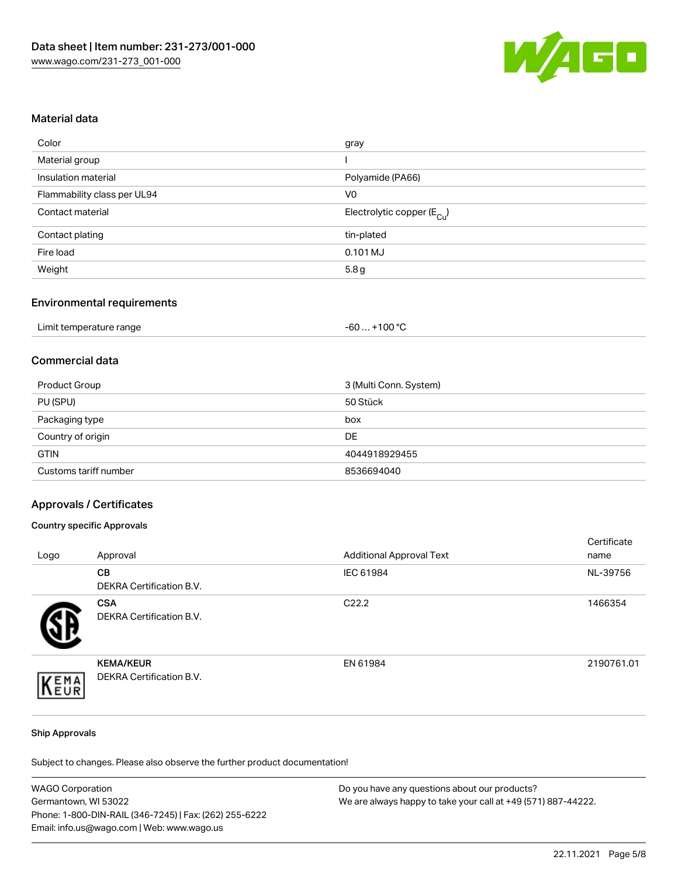## Material data

| | |
|---|---|
| Color | gray |
| Material group | I |
| Insulation material | Polyamide (PA66) |
| Flammability class per UL94 | V0 |
| Contact material | Electrolytic copper ($E_{Cu}$) |
| Contact plating | tin-plated |
| Fire load | 0.101 MJ |
| Weight | 5.8 g |

## Environmental requirements

| | |
|---|---|
| Limit temperature range | -60 … +100 °C |

## Commercial data

| | |
|---|---|
| Product Group | 3 (Multi Conn. System) |
| PU (SPU) | 50 Stück |
| Packaging type | box |
| Country of origin | DE |
| GTIN | 4044918929455 |
| Customs tariff number | 8536694040 |

## Approvals / Certificates

### Country specific Approvals

| Logo | Approval | Additional Approval Text | Certificate name |
|---|---|---|---|
| | **CB** DEKRA Certification B.V. | IEC 61984 | NL-39756 |
| | **CSA** DEKRA Certification B.V. | C22.2 | 1466354 |
| | **KEMA/KEUR** DEKRA Certification B.V. | EN 61984 | 2190761.01 |

### Ship Approvals

Subject to changes. Please also observe the further product documentation!

WAGO Corporation
Germantown, WI 53022
Phone: 1-800-DIN-RAIL (346-7245) | Fax: (262) 255-6222
Email: info.us@wago.com | Web: www.wago.us

Do you have any questions about our products?
We are always happy to take your call at +49 (571) 887-44222.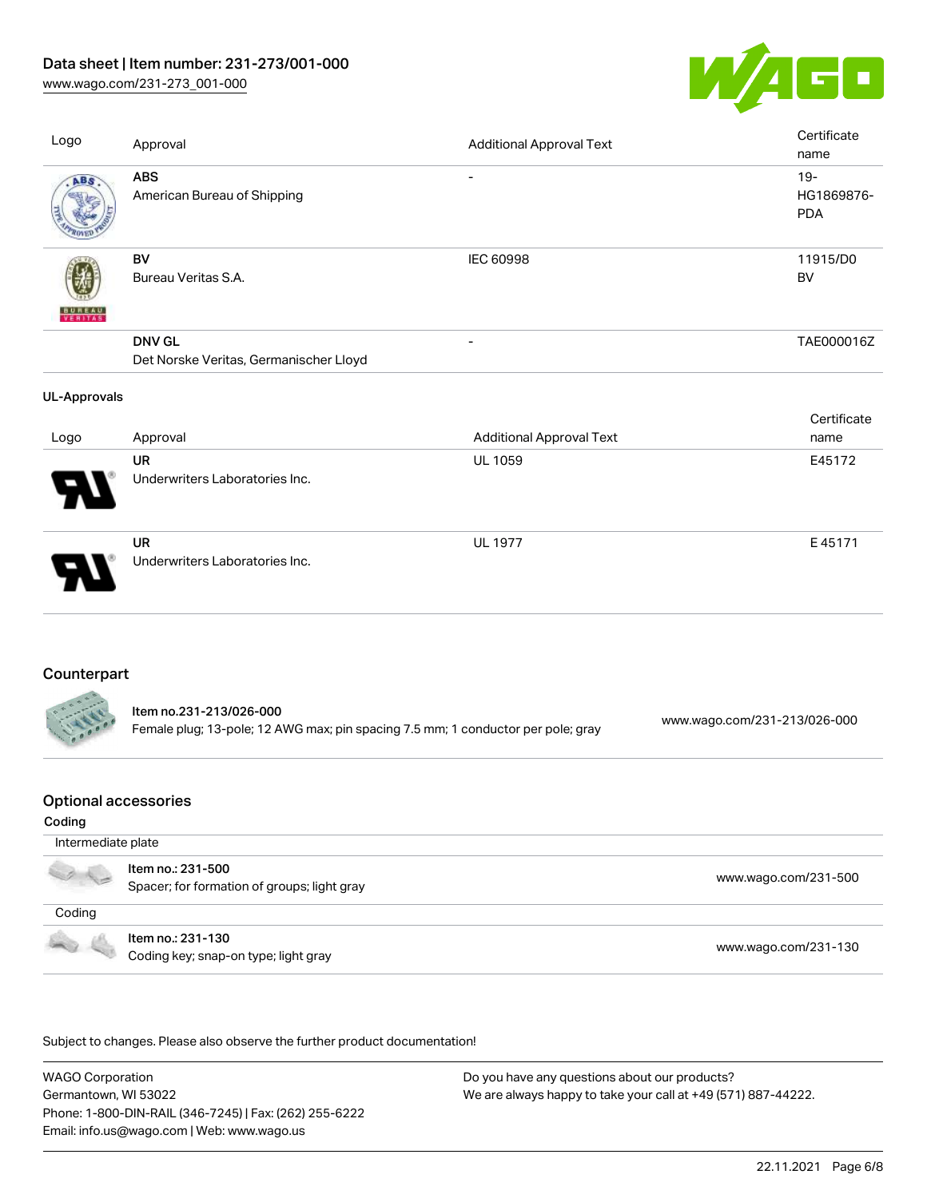| Logo | Approval | Additional Approval Text | Certificate name |
| --- | --- | --- | --- |
| | **ABS** American Bureau of Shipping | - | 19-HG1869876-PDA |
| | **BV** Bureau Veritas S.A. | IEC 60998 | 11915/D0 BV |
| | **DNV GL** Det Norske Veritas, Germanischer Lloyd | - | TAE000016Z |

**UL-Approvals**

| Logo | Approval | Additional Approval Text | Certificate name |
| --- | --- | --- | --- |
| | **UR** Underwriters Laboratories Inc. | UL 1059 | E45172 |
| | **UR** Underwriters Laboratories Inc. | UL 1977 | E 45171 |

## Counterpart

| Item | Link |
| --- | --- |
| **Item no.231-213/026-000** Female plug; 13-pole; 12 AWG max; pin spacing 7.5 mm; 1 conductor per pole; gray | www.wago.com/231-213/026-000 |

## Optional accessories

**Coding**

| Intermediate plate | |
| --- | --- |
| **Item no.: 231-500** Spacer; for formation of groups; light gray | www.wago.com/231-500 |

| Coding | |
| --- | --- |
| **Item no.: 231-130** Coding key; snap-on type; light gray | www.wago.com/231-130 |

Subject to changes. Please also observe the further product documentation!

WAGO Corporation
Germantown, WI 53022
Phone: 1-800-DIN-RAIL (346-7245) | Fax: (262) 255-6222
Email: info.us@wago.com | Web: www.wago.us

Do you have any questions about our products?
We are always happy to take your call at +49 (571) 887-44222.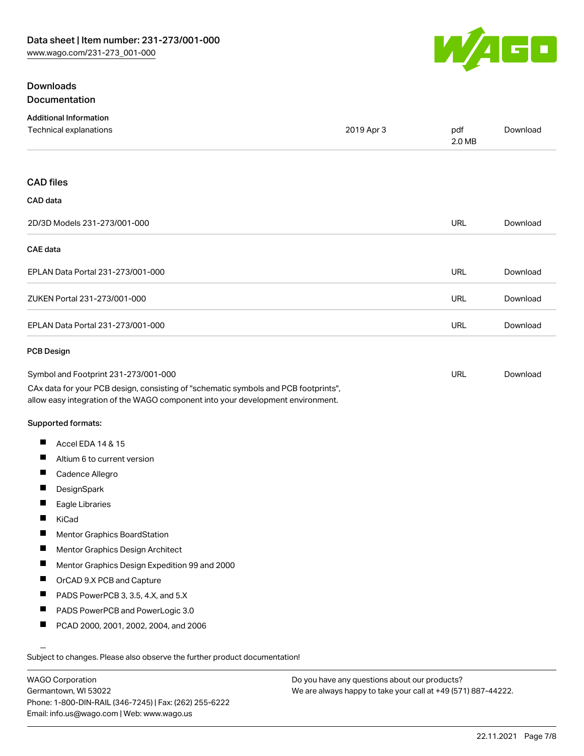## Downloads

### Documentation

**Additional Information**

| Technical explanations | 2019 Apr 3 | pdf 2.0 MB | Download |
|---|---|---|---|

### CAD files

**CAD data**

| 2D/3D Models 231-273/001-000 | URL | Download |
|---|---|---|

**CAE data**

| EPLAN Data Portal 231-273/001-000 | URL | Download |
|---|---|---|
| ZUKEN Portal 231-273/001-000 | URL | Download |
| EPLAN Data Portal 231-273/001-000 | URL | Download |

**PCB Design**

| Symbol and Footprint 231-273/001-000 | URL | Download |
|---|---|---|

CAx data for your PCB design, consisting of "schematic symbols and PCB footprints", allow easy integration of the WAGO component into your development environment.

**Supported formats:**

- Accel EDA 14 & 15
- Altium 6 to current version
- Cadence Allegro
- DesignSpark
- Eagle Libraries
- KiCad
- Mentor Graphics BoardStation
- Mentor Graphics Design Architect
- Mentor Graphics Design Expedition 99 and 2000
- OrCAD 9.X PCB and Capture
- PADS PowerPCB 3, 3.5, 4.X, and 5.X
- PADS PowerPCB and PowerLogic 3.0
- PCAD 2000, 2001, 2002, 2004, and 2006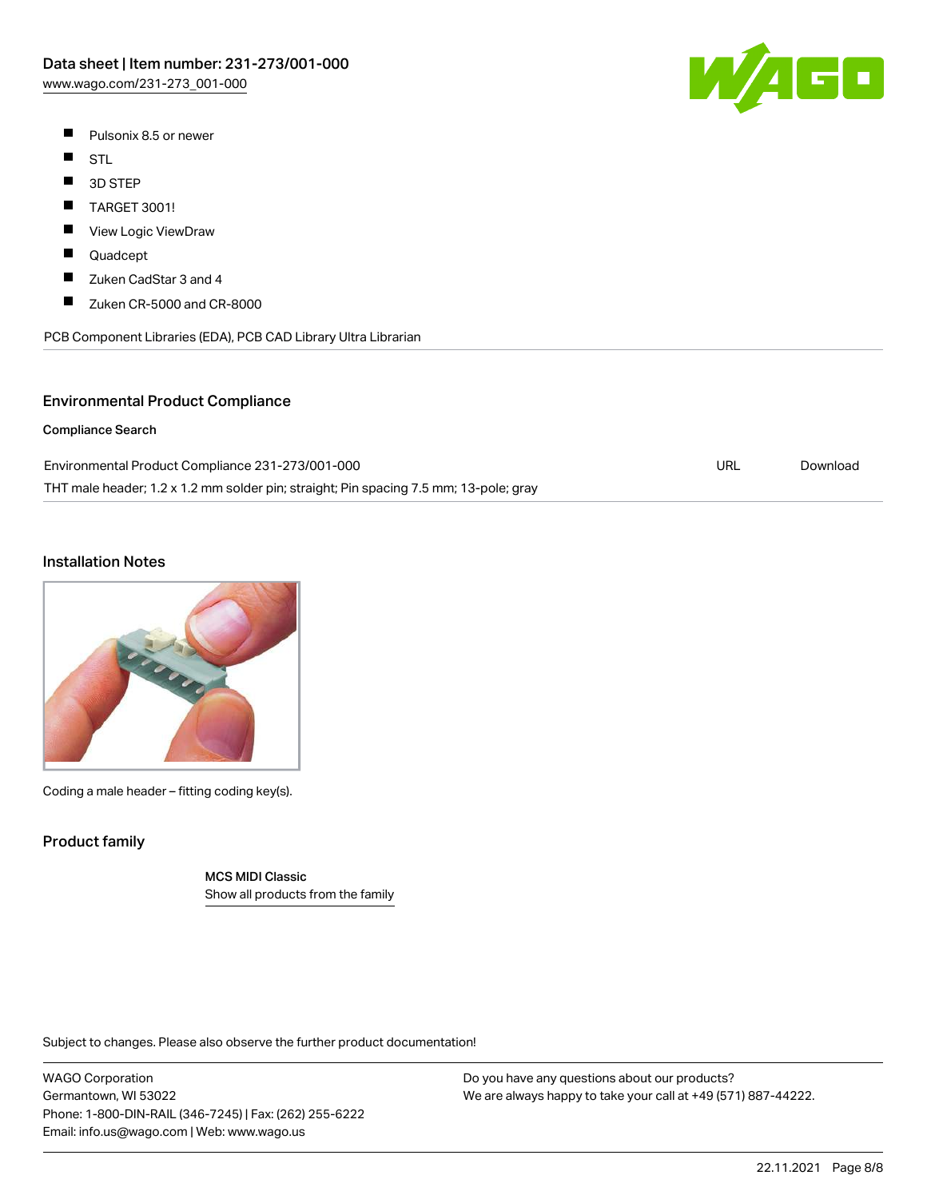- Pulsonix 8.5 or newer
- STL
- 3D STEP
- TARGET 3001!
- View Logic ViewDraw
- Quadcept
- Zuken CadStar 3 and 4
- Zuken CR-5000 and CR-8000

PCB Component Libraries (EDA), PCB CAD Library Ultra Librarian

## Environmental Product Compliance

**Compliance Search**

| | | |
|---|---|---|
| Environmental Product Compliance 231-273/001-000<br>THT male header; 1.2 x 1.2 mm solder pin; straight; Pin spacing 7.5 mm; 13-pole; gray | URL | Download |

## Installation Notes

Coding a male header – fitting coding key(s).

## Product family

MCS MIDI Classic
Show all products from the family

Subject to changes. Please also observe the further product documentation!

WAGO Corporation
Germantown, WI 53022
Phone: 1-800-DIN-RAIL (346-7245) | Fax: (262) 255-6222
Email: info.us@wago.com | Web: www.wago.us

Do you have any questions about our products?
We are always happy to take your call at +49 (571) 887-44222.